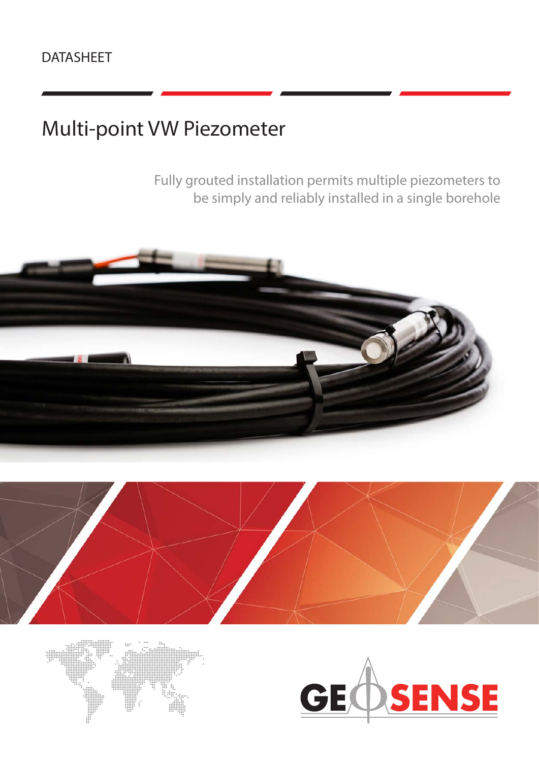DATASHEET

# Multi-point VW Piezometer

Fully grouted installation permits multiple piezometers to be simply and reliably installed in a single borehole

GEOSENSE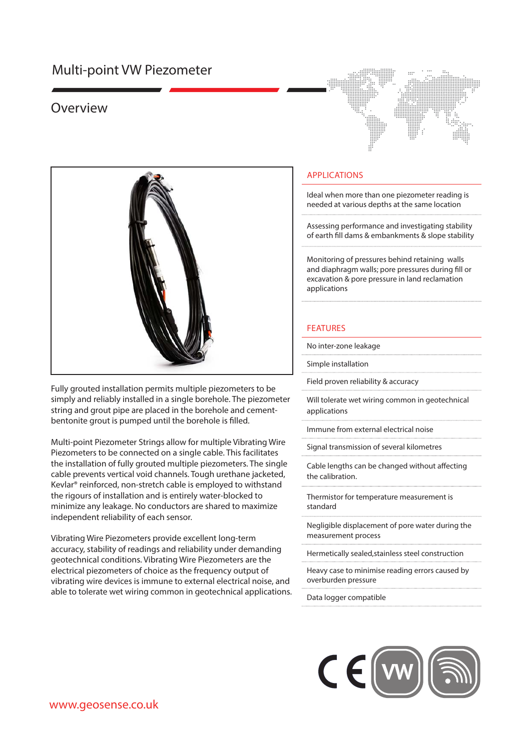# Multi-point VW Piezometer

## Overview

Fully grouted installation permits multiple piezometers to be simply and reliably installed in a single borehole. The piezometer string and grout pipe are placed in the borehole and cement-bentonite grout is pumped until the borehole is filled.

Multi-point Piezometer Strings allow for multiple Vibrating Wire Piezometers to be connected on a single cable. This facilitates the installation of fully grouted multiple piezometers. The single cable prevents vertical void channels. Tough urethane jacketed, Kevlar® reinforced, non-stretch cable is employed to withstand the rigours of installation and is entirely water-blocked to minimize any leakage. No conductors are shared to maximize independent reliability of each sensor.

Vibrating Wire Piezometers provide excellent long-term accuracy, stability of readings and reliability under demanding geotechnical conditions. Vibrating Wire Piezometers are the electrical piezometers of choice as the frequency output of vibrating wire devices is immune to external electrical noise, and able to tolerate wet wiring common in geotechnical applications.

### APPLICATIONS

- Ideal when more than one piezometer reading is needed at various depths at the same location
- Assessing performance and investigating stability of earth fill dams & embankments & slope stability
- Monitoring of pressures behind retaining walls and diaphragm walls; pore pressures during fill or excavation & pore pressure in land reclamation applications

### FEATURES

- No inter-zone leakage
- Simple installation
- Field proven reliability & accuracy
- Will tolerate wet wiring common in geotechnical applications
- Immune from external electrical noise
- Signal transmission of several kilometres
- Cable lengths can be changed without affecting the calibration.
- Thermistor for temperature measurement is standard
- Negligible displacement of pore water during the measurement process
- Hermetically sealed,stainless steel construction
- Heavy case to minimise reading errors caused by overburden pressure
- Data logger compatible

www.geosense.co.uk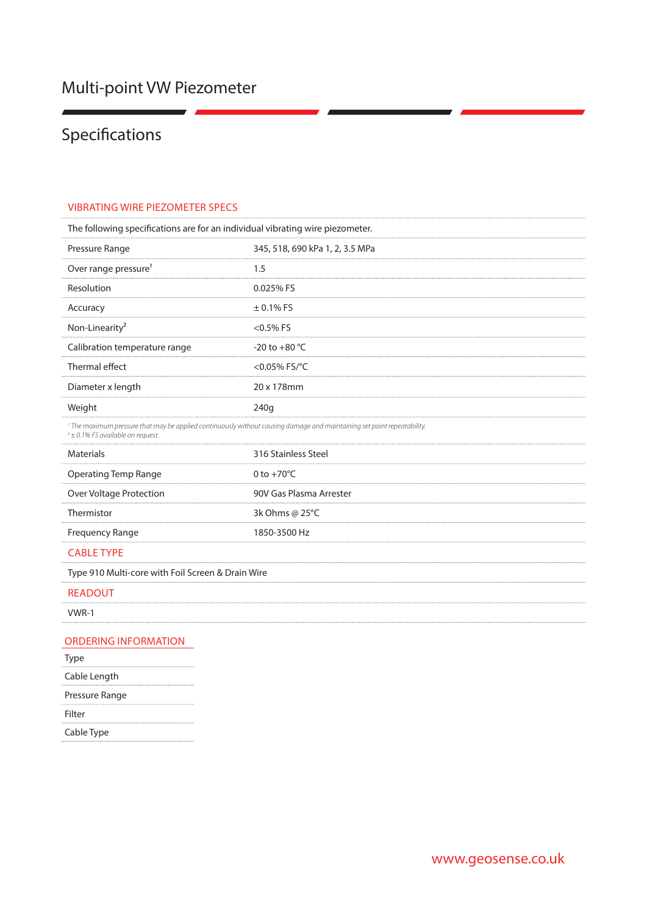# Multi-point VW Piezometer

## Specifications

### VIBRATING WIRE PIEZOMETER SPECS

The following specifications are for an individual vibrating wire piezometer.

| | |
|---|---|
| Pressure Range | 345, 518, 690 kPa 1, 2, 3.5 MPa |
| Over range pressure[1] | 1.5 |
| Resolution | 0.025% FS |
| Accuracy | ± 0.1% FS |
| Non-Linearity[2] | <0.5% FS |
| Calibration temperature range | -20 to +80 °C |
| Thermal effect | <0.05% FS/°C |
| Diameter x length | 20 x 178mm |
| Weight | 240g |

*[1] The maximum pressure that may be applied continuously without causing damage and maintaining set point repeatability.*
*[2] ± 0.1% FS available on request.*

| | |
|---|---|
| Materials | 316 Stainless Steel |
| Operating Temp Range | 0 to +70°C |
| Over Voltage Protection | 90V Gas Plasma Arrester |
| Thermistor | 3k Ohms @ 25°C |
| Frequency Range | 1850-3500 Hz |

### CABLE TYPE

Type 910 Multi-core with Foil Screen & Drain Wire

### READOUT

VWR-1

### ORDERING INFORMATION

- Type
- Cable Length
- Pressure Range
- Filter
- Cable Type

www.geosense.co.uk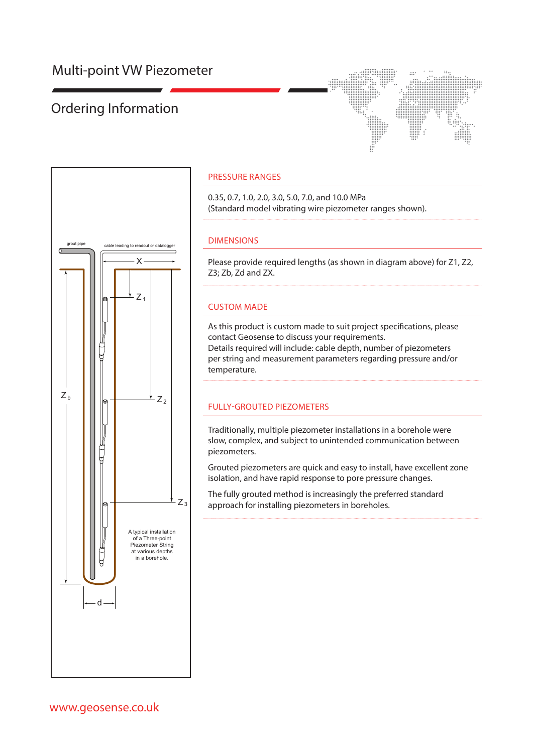# Multi-point VW Piezometer

## Ordering Information

grout pipe

cable leading to readout or datalogger

X

$Z_1$

$Z_2$

$Z_3$

$Z_b$

d

A typical installation of a Three-point Piezometer String at various depths in a borehole.

### PRESSURE RANGES

0.35, 0.7, 1.0, 2.0, 3.0, 5.0, 7.0, and 10.0 MPa
(Standard model vibrating wire piezometer ranges shown).

### DIMENSIONS

Please provide required lengths (as shown in diagram above) for Z1, Z2, Z3; Zb, Zd and ZX.

### CUSTOM MADE

As this product is custom made to suit project specifications, please contact Geosense to discuss your requirements.
Details required will include: cable depth, number of piezometers per string and measurement parameters regarding pressure and/or temperature.

### FULLY-GROUTED PIEZOMETERS

Traditionally, multiple piezometer installations in a borehole were slow, complex, and subject to unintended communication between piezometers.

Grouted piezometers are quick and easy to install, have excellent zone isolation, and have rapid response to pore pressure changes.

The fully grouted method is increasingly the preferred standard approach for installing piezometers in boreholes.

www.geosense.co.uk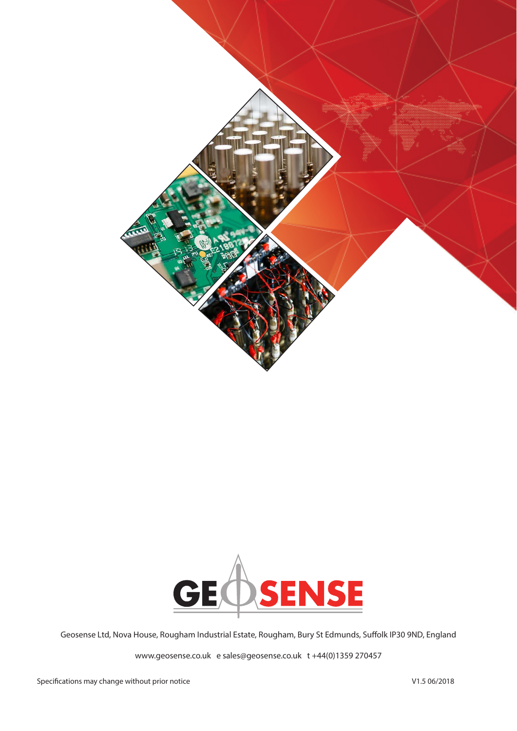GEOSENSE

Geosense Ltd, Nova House, Rougham Industrial Estate, Rougham, Bury St Edmunds, Suffolk IP30 9ND, England

www.geosense.co.uk e sales@geosense.co.uk t +44(0)1359 270457

Specifications may change without prior notice

V1.5 06/2018